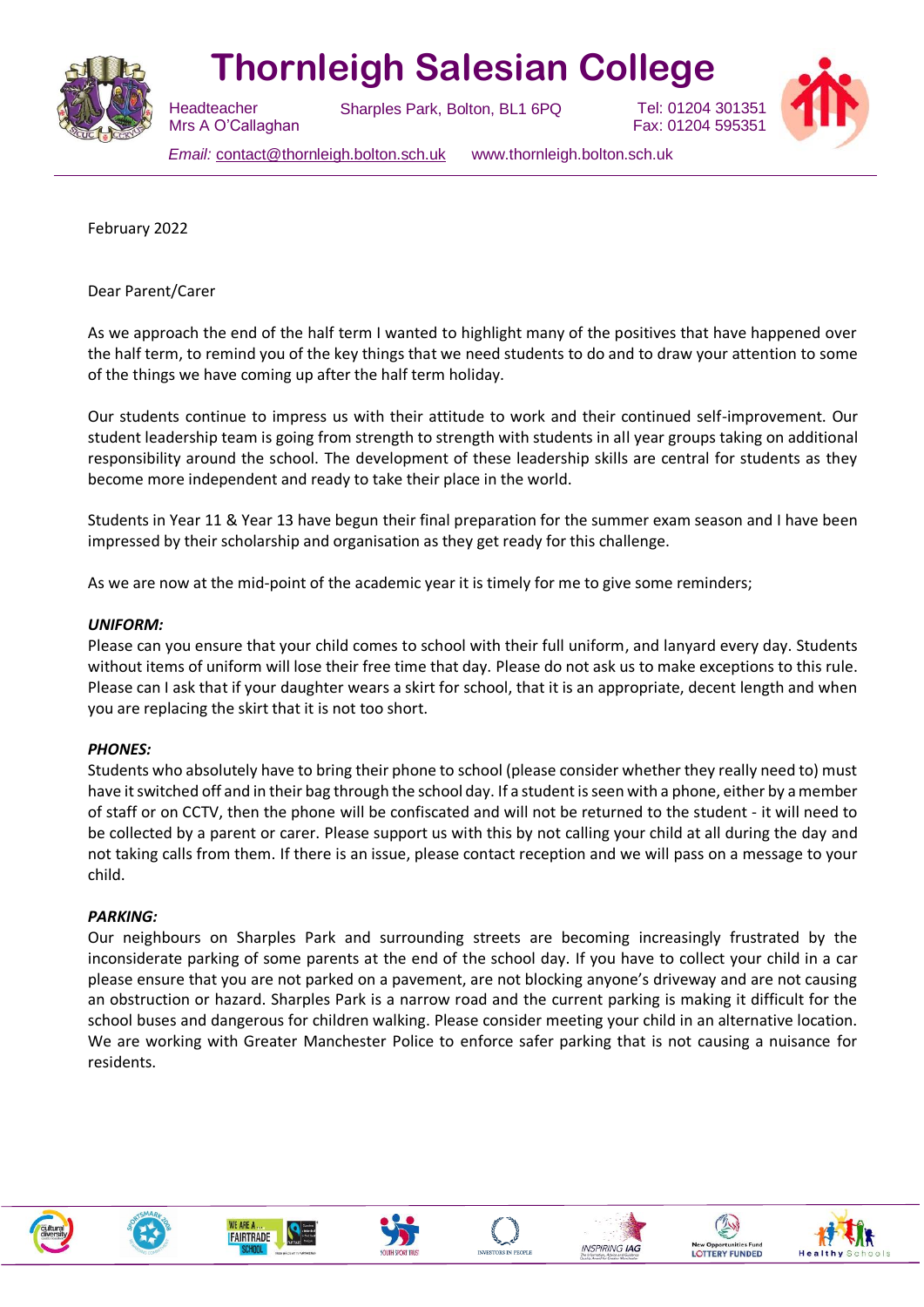# Thornleigh Salesian College

Headteacher
Mrs A O'Callaghan

Sharples Park, Bolton, BL1 6PQ

Tel: 01204 301351
Fax: 01204 595351

*Email:* contact@thornleigh.bolton.sch.uk www.thornleigh.bolton.sch.uk

---

February 2022

Dear Parent/Carer

As we approach the end of the half term I wanted to highlight many of the positives that have happened over the half term, to remind you of the key things that we need students to do and to draw your attention to some of the things we have coming up after the half term holiday.

Our students continue to impress us with their attitude to work and their continued self-improvement. Our student leadership team is going from strength to strength with students in all year groups taking on additional responsibility around the school. The development of these leadership skills are central for students as they become more independent and ready to take their place in the world.

Students in Year 11 & Year 13 have begun their final preparation for the summer exam season and I have been impressed by their scholarship and organisation as they get ready for this challenge.

As we are now at the mid-point of the academic year it is timely for me to give some reminders;

***UNIFORM:***
Please can you ensure that your child comes to school with their full uniform, and lanyard every day. Students without items of uniform will lose their free time that day. Please do not ask us to make exceptions to this rule. Please can I ask that if your daughter wears a skirt for school, that it is an appropriate, decent length and when you are replacing the skirt that it is not too short.

***PHONES:***
Students who absolutely have to bring their phone to school (please consider whether they really need to) must have it switched off and in their bag through the school day. If a student is seen with a phone, either by a member of staff or on CCTV, then the phone will be confiscated and will not be returned to the student - it will need to be collected by a parent or carer. Please support us with this by not calling your child at all during the day and not taking calls from them. If there is an issue, please contact reception and we will pass on a message to your child.

***PARKING:***
Our neighbours on Sharples Park and surrounding streets are becoming increasingly frustrated by the inconsiderate parking of some parents at the end of the school day. If you have to collect your child in a car please ensure that you are not parked on a pavement, are not blocking anyone's driveway and are not causing an obstruction or hazard. Sharples Park is a narrow road and the current parking is making it difficult for the school buses and dangerous for children walking. Please consider meeting your child in an alternative location. We are working with Greater Manchester Police to enforce safer parking that is not causing a nuisance for residents.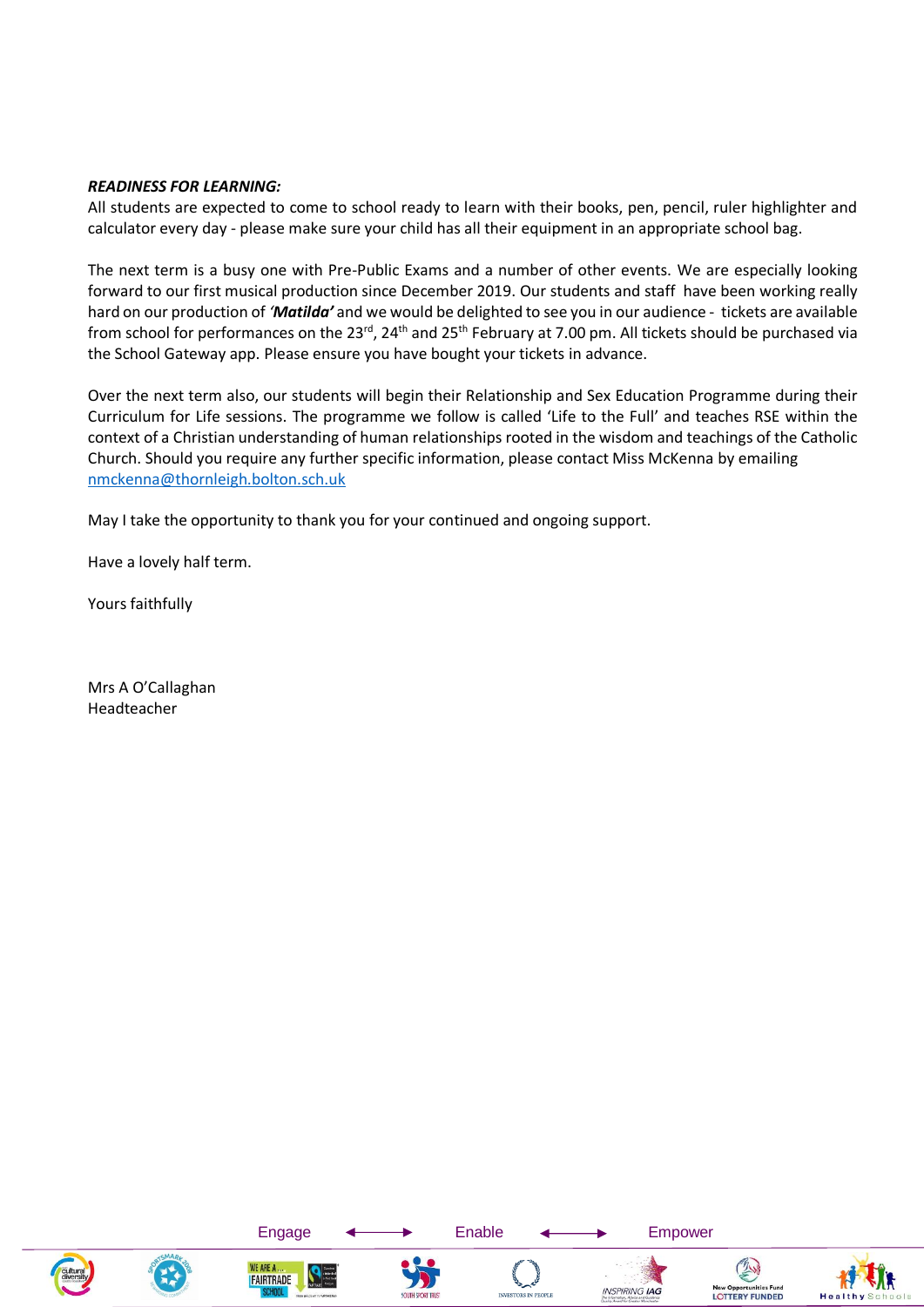***READINESS FOR LEARNING:***

All students are expected to come to school ready to learn with their books, pen, pencil, ruler highlighter and calculator every day - please make sure your child has all their equipment in an appropriate school bag.

The next term is a busy one with Pre-Public Exams and a number of other events. We are especially looking forward to our first musical production since December 2019. Our students and staff have been working really hard on our production of ***'Matilda'*** and we would be delighted to see you in our audience - tickets are available from school for performances on the 23rd, 24th and 25th February at 7.00 pm. All tickets should be purchased via the School Gateway app. Please ensure you have bought your tickets in advance.

Over the next term also, our students will begin their Relationship and Sex Education Programme during their Curriculum for Life sessions. The programme we follow is called 'Life to the Full' and teaches RSE within the context of a Christian understanding of human relationships rooted in the wisdom and teachings of the Catholic Church. Should you require any further specific information, please contact Miss McKenna by emailing nmckenna@thornleigh.bolton.sch.uk

May I take the opportunity to thank you for your continued and ongoing support.

Have a lovely half term.

Yours faithfully

Mrs A O'Callaghan
Headteacher

Engage ⟷ Enable ⟷ Empower